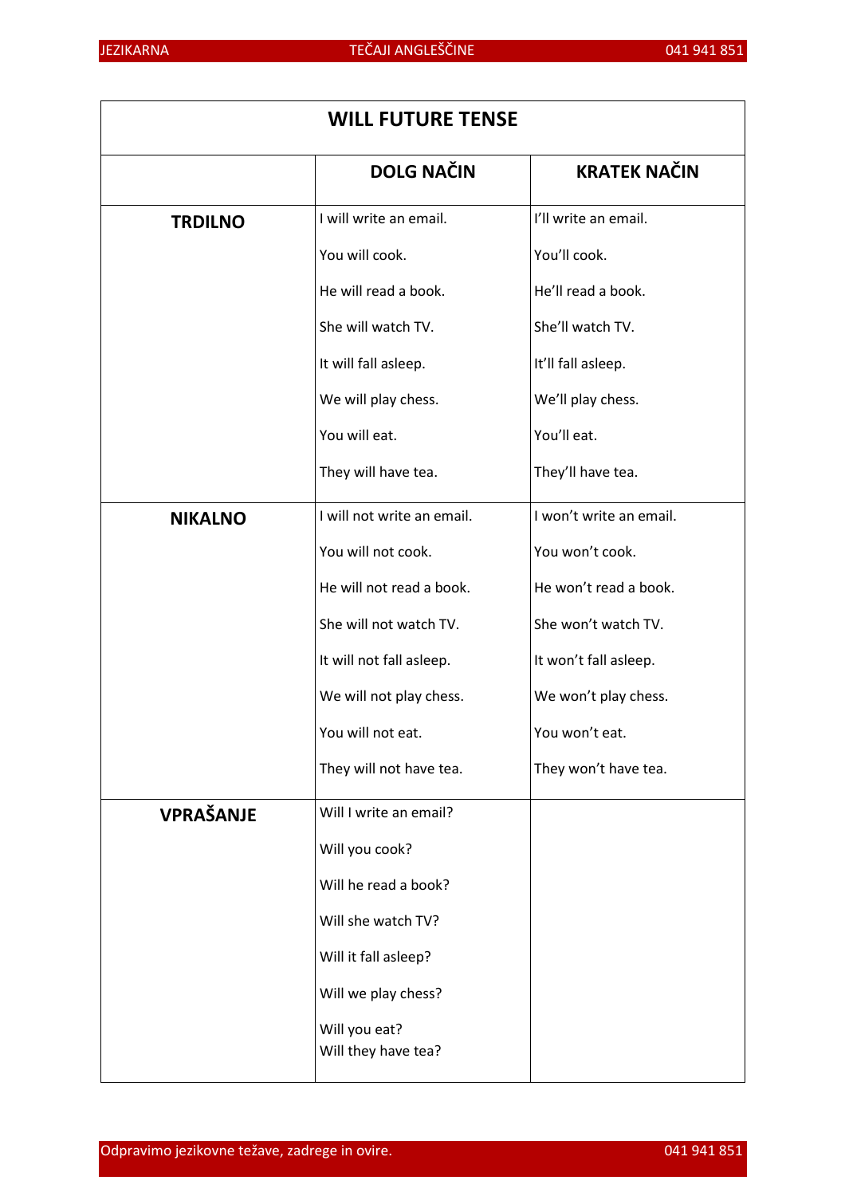| WILL FUTURE TENSE | | |
|---|---|---|
| | **DOLG NAČIN** | **KRATEK NAČIN** |
| **TRDILNO** | I will write an email.<br>You will cook.<br>He will read a book.<br>She will watch TV.<br>It will fall asleep.<br>We will play chess.<br>You will eat.<br>They will have tea. | I'll write an email.<br>You'll cook.<br>He'll read a book.<br>She'll watch TV.<br>It'll fall asleep.<br>We'll play chess.<br>You'll eat.<br>They'll have tea. |
| **NIKALNO** | I will not write an email.<br>You will not cook.<br>He will not read a book.<br>She will not watch TV.<br>It will not fall asleep.<br>We will not play chess.<br>You will not eat.<br>They will not have tea. | I won't write an email.<br>You won't cook.<br>He won't read a book.<br>She won't watch TV.<br>It won't fall asleep.<br>We won't play chess.<br>You won't eat.<br>They won't have tea. |
| **VPRAŠANJE** | Will I write an email?<br>Will you cook?<br>Will he read a book?<br>Will she watch TV?<br>Will it fall asleep?<br>Will we play chess?<br>Will you eat?<br>Will they have tea? | |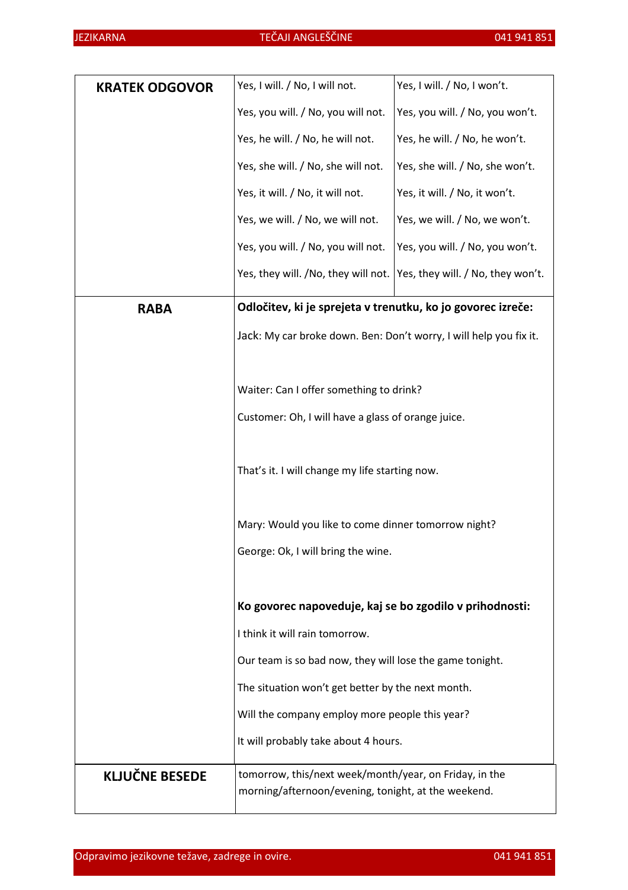| | | |
|---|---|---|
| **KRATEK ODGOVOR** | Yes, I will. / No, I will not. | Yes, I will. / No, I won't. |
| | Yes, you will. / No, you will not. | Yes, you will. / No, you won't. |
| | Yes, he will. / No, he will not. | Yes, he will. / No, he won't. |
| | Yes, she will. / No, she will not. | Yes, she will. / No, she won't. |
| | Yes, it will. / No, it will not. | Yes, it will. / No, it won't. |
| | Yes, we will. / No, we will not. | Yes, we will. / No, we won't. |
| | Yes, you will. / No, you will not. | Yes, you will. / No, you won't. |
| | Yes, they will. /No, they will not. | Yes, they will. / No, they won't. |
| **RABA** | **Odločitev, ki je sprejeta v trenutku, ko jo govorec izreče:** | |
| | Jack: My car broke down. Ben: Don't worry, I will help you fix it. | |
| | Waiter: Can I offer something to drink? | |
| | Customer: Oh, I will have a glass of orange juice. | |
| | That's it. I will change my life starting now. | |
| | Mary: Would you like to come dinner tomorrow night? | |
| | George: Ok, I will bring the wine. | |
| | **Ko govorec napoveduje, kaj se bo zgodilo v prihodnosti:** | |
| | I think it will rain tomorrow. | |
| | Our team is so bad now, they will lose the game tonight. | |
| | The situation won't get better by the next month. | |
| | Will the company employ more people this year? | |
| | It will probably take about 4 hours. | |
| **KLJUČNE BESEDE** | tomorrow, this/next week/month/year, on Friday, in the morning/afternoon/evening, tonight, at the weekend. | |